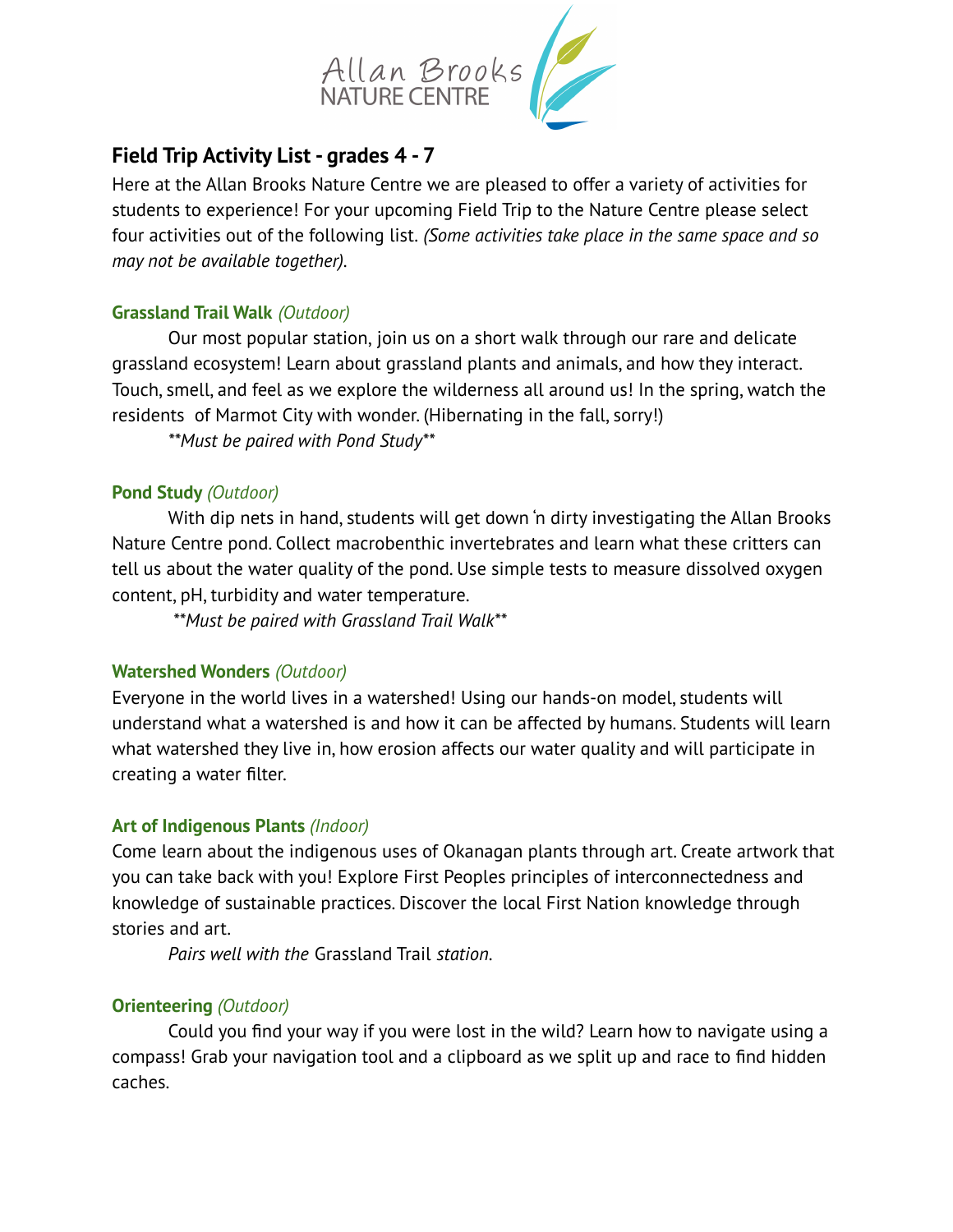Allan Brooks
NATURE CENTRE

## Field Trip Activity List - grades 4 - 7

Here at the Allan Brooks Nature Centre we are pleased to offer a variety of activities for students to experience! For your upcoming Field Trip to the Nature Centre please select four activities out of the following list. *(Some activities take place in the same space and so may not be available together).*

### Grassland Trail Walk *(Outdoor)*

Our most popular station, join us on a short walk through our rare and delicate grassland ecosystem! Learn about grassland plants and animals, and how they interact. Touch, smell, and feel as we explore the wilderness all around us! In the spring, watch the residents of Marmot City with wonder. (Hibernating in the fall, sorry!)

*\*\*Must be paired with Pond Study\*\**

### Pond Study *(Outdoor)*

With dip nets in hand, students will get down 'n dirty investigating the Allan Brooks Nature Centre pond. Collect macrobenthic invertebrates and learn what these critters can tell us about the water quality of the pond. Use simple tests to measure dissolved oxygen content, pH, turbidity and water temperature.

*\*\*Must be paired with Grassland Trail Walk\*\**

### Watershed Wonders *(Outdoor)*

Everyone in the world lives in a watershed! Using our hands-on model, students will understand what a watershed is and how it can be affected by humans. Students will learn what watershed they live in, how erosion affects our water quality and will participate in creating a water filter.

### Art of Indigenous Plants *(Indoor)*

Come learn about the indigenous uses of Okanagan plants through art. Create artwork that you can take back with you! Explore First Peoples principles of interconnectedness and knowledge of sustainable practices. Discover the local First Nation knowledge through stories and art.

*Pairs well with the* Grassland Trail *station.*

### Orienteering *(Outdoor)*

Could you find your way if you were lost in the wild? Learn how to navigate using a compass! Grab your navigation tool and a clipboard as we split up and race to find hidden caches.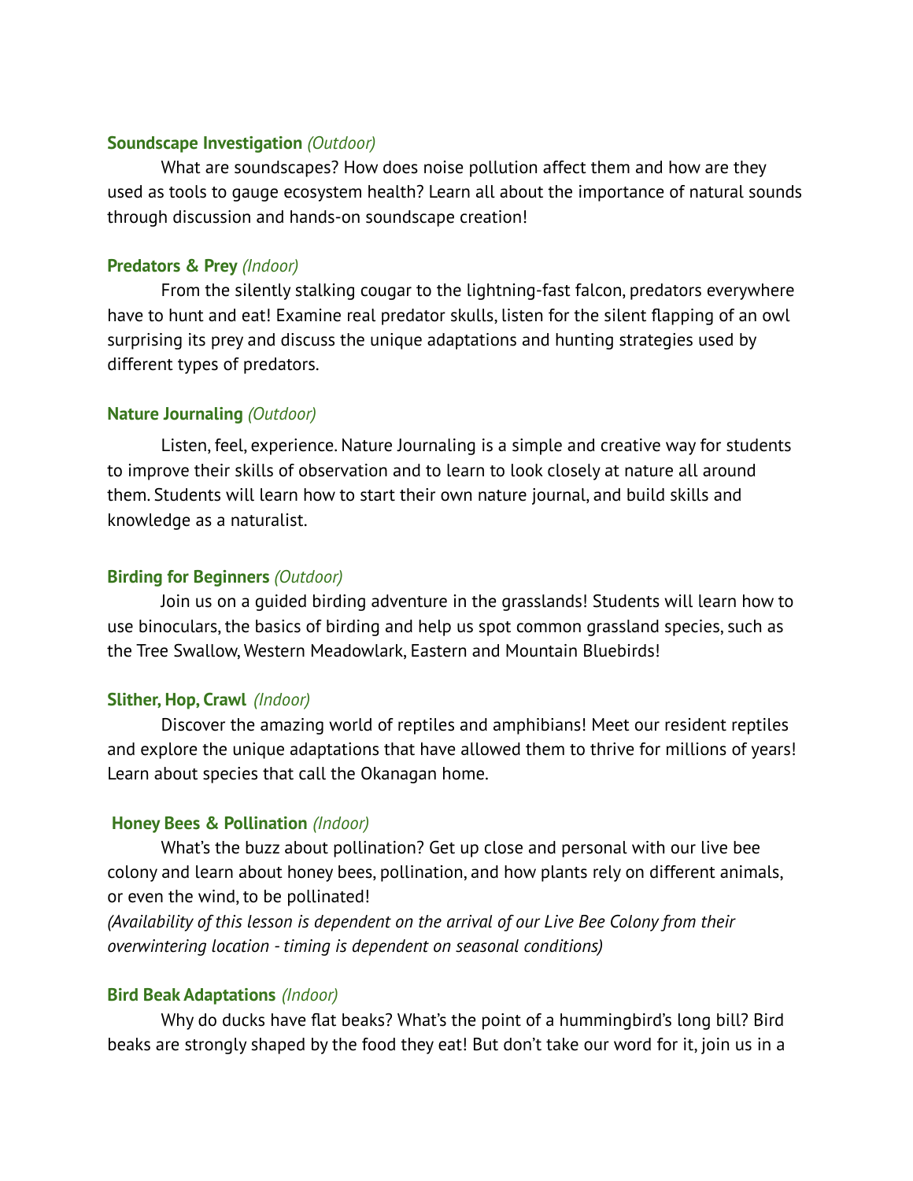**Soundscape Investigation** *(Outdoor)*

What are soundscapes? How does noise pollution affect them and how are they used as tools to gauge ecosystem health? Learn all about the importance of natural sounds through discussion and hands-on soundscape creation!

**Predators & Prey** *(Indoor)*

From the silently stalking cougar to the lightning-fast falcon, predators everywhere have to hunt and eat! Examine real predator skulls, listen for the silent flapping of an owl surprising its prey and discuss the unique adaptations and hunting strategies used by different types of predators.

**Nature Journaling** *(Outdoor)*

Listen, feel, experience. Nature Journaling is a simple and creative way for students to improve their skills of observation and to learn to look closely at nature all around them. Students will learn how to start their own nature journal, and build skills and knowledge as a naturalist.

**Birding for Beginners** *(Outdoor)*

Join us on a guided birding adventure in the grasslands! Students will learn how to use binoculars, the basics of birding and help us spot common grassland species, such as the Tree Swallow, Western Meadowlark, Eastern and Mountain Bluebirds!

**Slither, Hop, Crawl** *(Indoor)*

Discover the amazing world of reptiles and amphibians! Meet our resident reptiles and explore the unique adaptations that have allowed them to thrive for millions of years! Learn about species that call the Okanagan home.

**Honey Bees & Pollination** *(Indoor)*

What's the buzz about pollination? Get up close and personal with our live bee colony and learn about honey bees, pollination, and how plants rely on different animals, or even the wind, to be pollinated!
*(Availability of this lesson is dependent on the arrival of our Live Bee Colony from their overwintering location - timing is dependent on seasonal conditions)*

**Bird Beak Adaptations** *(Indoor)*

Why do ducks have flat beaks? What's the point of a hummingbird's long bill? Bird beaks are strongly shaped by the food they eat! But don't take our word for it, join us in a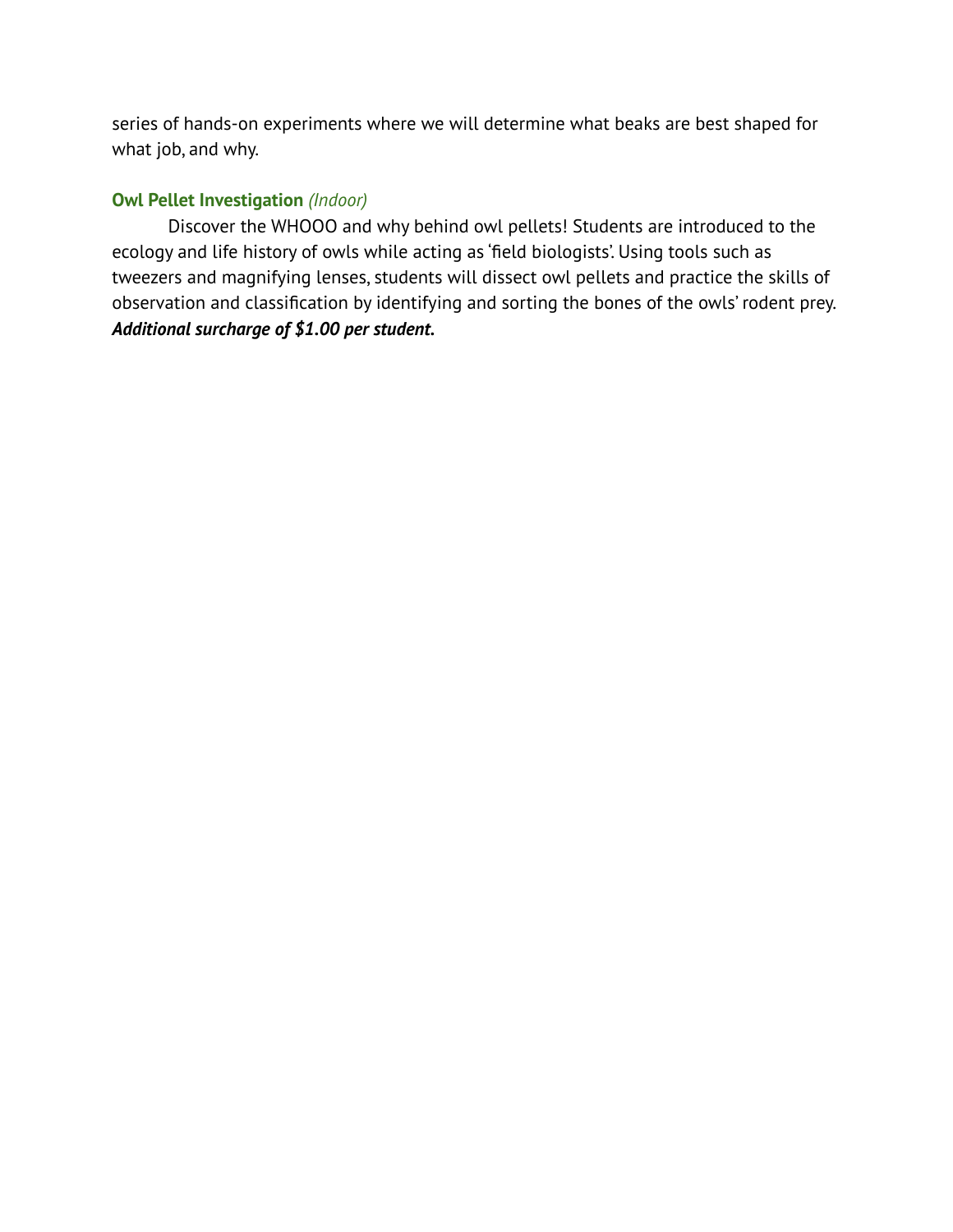series of hands-on experiments where we will determine what beaks are best shaped for what job, and why.

**Owl Pellet Investigation** *(Indoor)*

Discover the WHOOO and why behind owl pellets! Students are introduced to the ecology and life history of owls while acting as 'field biologists'. Using tools such as tweezers and magnifying lenses, students will dissect owl pellets and practice the skills of observation and classification by identifying and sorting the bones of the owls' rodent prey. ***Additional surcharge of $1.00 per student.***